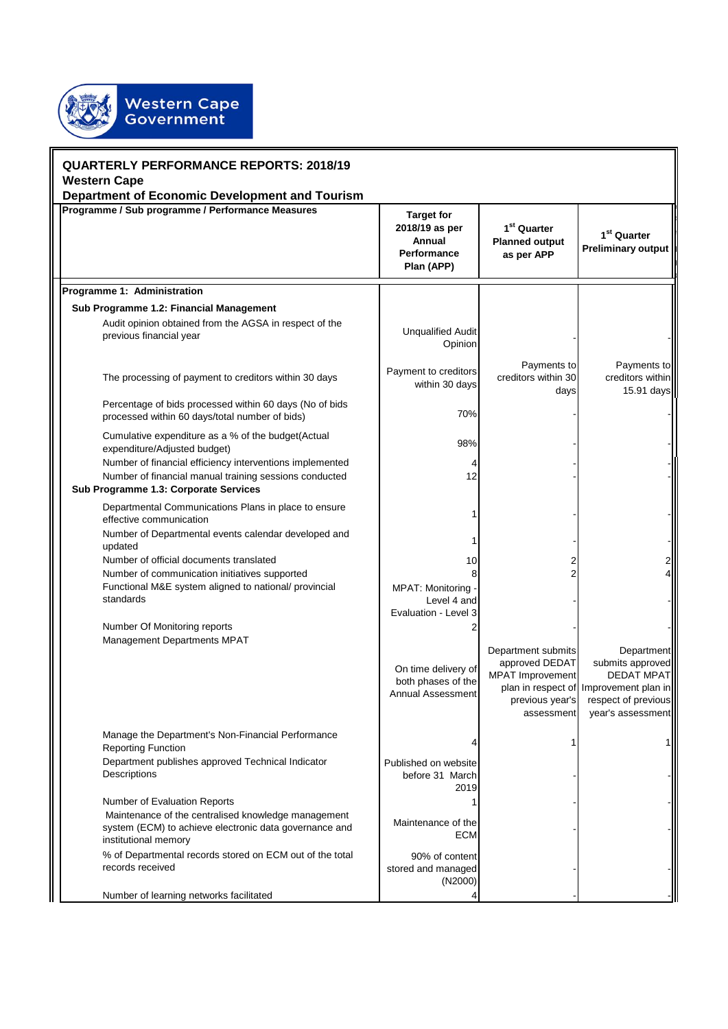Western Cape Government

## QUARTERLY PERFORMANCE REPORTS: 2018/19
### Western Cape
### Department of Economic Development and Tourism

| Programme / Sub programme / Performance Measures | Target for 2018/19 as per Annual Performance Plan (APP) | 1st Quarter Planned output as per APP | 1st Quarter Preliminary output |
|---|---|---|---|
| **Programme 1: Administration** | | | |
| **Sub Programme 1.2: Financial Management** | | | |
| Audit opinion obtained from the AGSA in respect of the previous financial year | Unqualified Audit Opinion | - | - |
| The processing of payment to creditors within 30 days | Payment to creditors within 30 days | Payments to creditors within 30 days | Payments to creditors within 15.91 days |
| Percentage of bids processed within 60 days (No of bids processed within 60 days/total number of bids) | 70% | - | - |
| Cumulative expenditure as a % of the budget(Actual expenditure/Adjusted budget) | 98% | - | - |
| Number of financial efficiency interventions implemented | 4 | - | - |
| Number of financial manual training sessions conducted | 12 | - | - |
| **Sub Programme 1.3: Corporate Services** | | | |
| Departmental Communications Plans in place to ensure effective communication | 1 | - | - |
| Number of Departmental events calendar developed and updated | 1 | - | - |
| Number of official documents translated | 10 | 2 | 2 |
| Number of communication initiatives supported | 8 | 2 | 4 |
| Functional M&E system aligned to national/ provincial standards | MPAT: Monitoring - Level 4 and Evaluation - Level 3 | - | - |
| Number Of Monitoring reports | 2 | - | - |
| Management Departments MPAT | On time delivery of both phases of the Annual Assessment | Department submits approved DEDAT MPAT Improvement plan in respect of previous year's assessment | Department submits approved DEDAT MPAT Improvement plan in respect of previous year's assessment |
| Manage the Department's Non-Financial Performance Reporting Function | 4 | 1 | 1 |
| Department publishes approved Technical Indicator Descriptions | Published on website before 31 March 2019 | - | - |
| Number of Evaluation Reports | 1 | - | - |
| Maintenance of the centralised knowledge management system (ECM) to achieve electronic data governance and institutional memory | Maintenance of the ECM | - | - |
| % of Departmental records stored on ECM out of the total records received | 90% of content stored and managed (N2000) | - | - |
| Number of learning networks facilitated | 4 | - | - |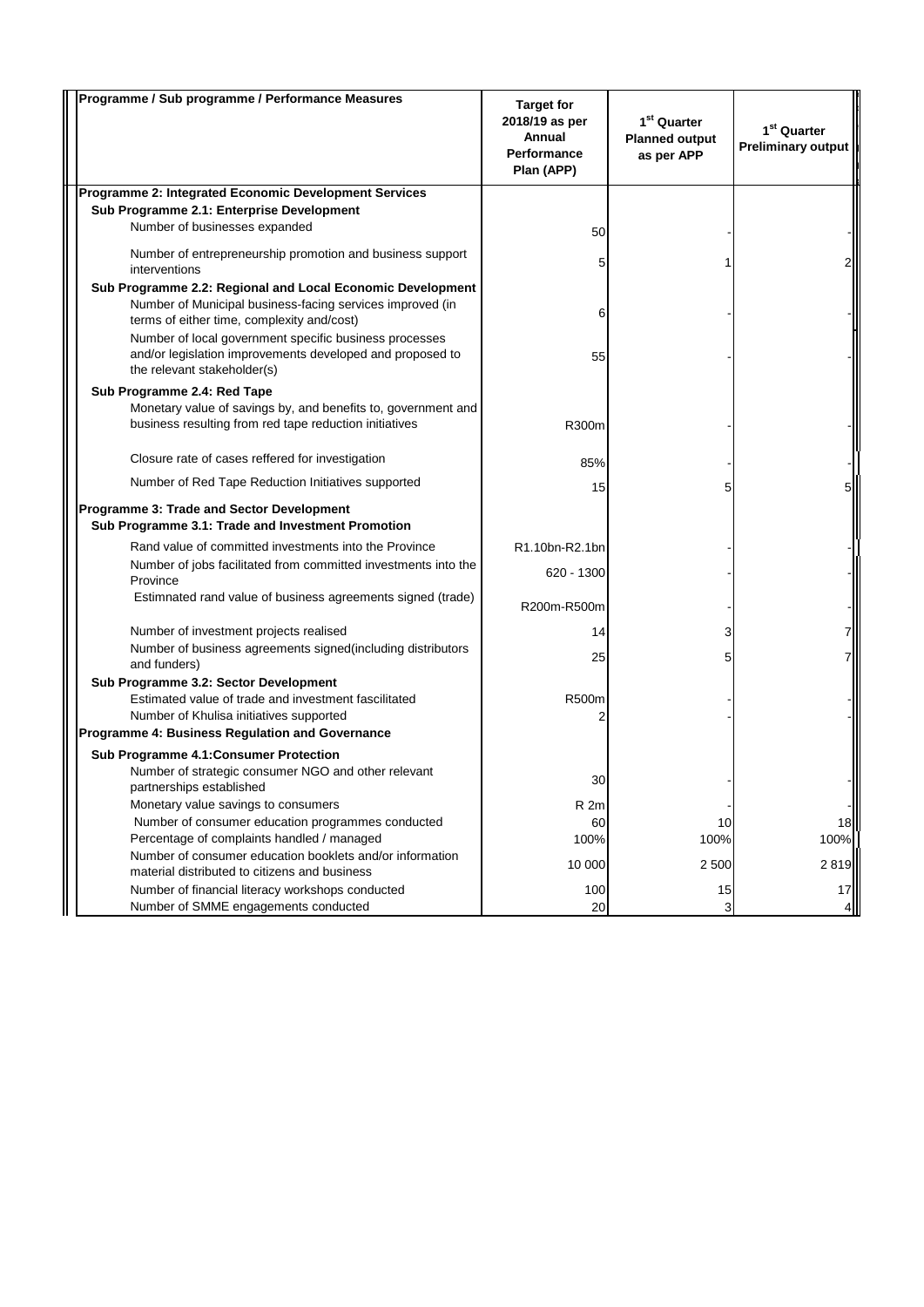| Programme / Sub programme / Performance Measures | Target for 2018/19 as per Annual Performance Plan (APP) | 1st Quarter Planned output as per APP | 1st Quarter Preliminary output |
|---|---|---|---|
| **Programme 2: Integrated Economic Development Services** | | | |
| **Sub Programme 2.1: Enterprise Development** | | | |
| Number of businesses expanded | 50 | - | - |
| Number of entrepreneurship promotion and business support interventions | 5 | 1 | 2 |
| **Sub Programme 2.2: Regional and Local Economic Development** | | | |
| Number of Municipal business-facing services improved (in terms of either time, complexity and/cost) | 6 | - | - |
| Number of local government specific business processes and/or legislation improvements developed and proposed to the relevant stakeholder(s) | 55 | - | - |
| **Sub Programme 2.4: Red Tape** | | | |
| Monetary value of savings by, and benefits to, government and business resulting from red tape reduction initiatives | R300m | - | - |
| Closure rate of cases reffered for investigation | 85% | - | - |
| Number of Red Tape Reduction Initiatives supported | 15 | 5 | 5 |
| **Programme 3: Trade and Sector Development** | | | |
| **Sub Programme 3.1: Trade and Investment Promotion** | | | |
| Rand value of committed investments into the Province | R1.10bn-R2.1bn | - | - |
| Number of jobs facilitated from committed investments into the Province | 620 - 1300 | - | - |
| Estimnated rand value of business agreements signed (trade) | R200m-R500m | - | - |
| Number of investment projects realised | 14 | 3 | 7 |
| Number of business agreements signed(including distributors and funders) | 25 | 5 | 7 |
| **Sub Programme 3.2: Sector Development** | | | |
| Estimated value of trade and investment fascilitated | R500m | - | - |
| Number of Khulisa initiatives supported | 2 | - | - |
| **Programme 4: Business Regulation and Governance** | | | |
| **Sub Programme 4.1:Consumer Protection** | | | |
| Number of strategic consumer NGO and other relevant partnerships established | 30 | - | - |
| Monetary value savings to consumers | R 2m | - | - |
| Number of consumer education programmes conducted | 60 | 10 | 18 |
| Percentage of complaints handled / managed | 100% | 100% | 100% |
| Number of consumer education booklets and/or information material distributed to citizens and business | 10 000 | 2 500 | 2 819 |
| Number of financial literacy workshops conducted | 100 | 15 | 17 |
| Number of SMME engagements conducted | 20 | 3 | 4 |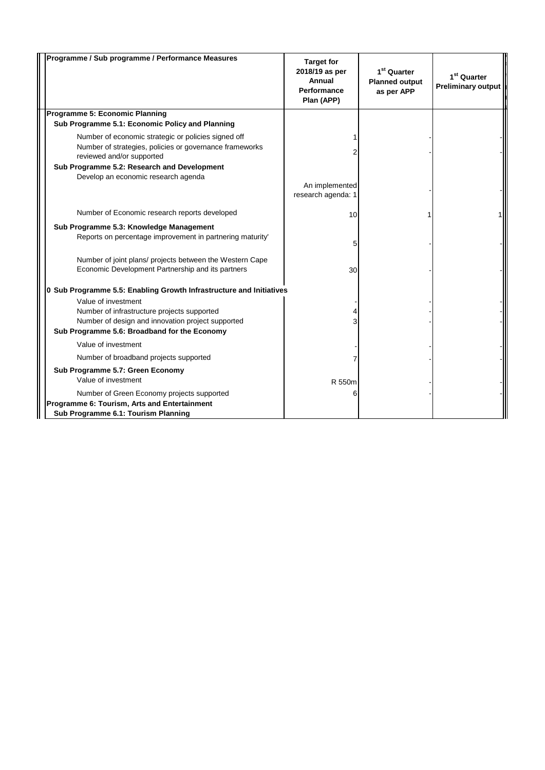| Programme / Sub programme / Performance Measures | Target for 2018/19 as per Annual Performance Plan (APP) | 1st Quarter Planned output as per APP | 1st Quarter Preliminary output |
|---|---|---|---|
| **Programme 5: Economic Planning** | | | |
| **Sub Programme 5.1: Economic Policy and Planning** | | | |
| Number of economic strategic or policies signed off | 1 | - | - |
| Number of strategies, policies or governance frameworks reviewed and/or supported | 2 | - | - |
| **Sub Programme 5.2: Research and Development** | | | |
| Develop an economic research agenda | An implemented research agenda: 1 | - | - |
| Number of Economic research reports developed | 10 | 1 | 1 |
| **Sub Programme 5.3: Knowledge Management** | | | |
| Reports on percentage improvement in partnering maturity' | 5 | - | - |
| Number of joint plans/ projects between the Western Cape Economic Development Partnership and its partners | 30 | - | - |
| **0 Sub Programme 5.5: Enabling Growth Infrastructure and Initiatives** | | | |
| Value of investment | - | - | - |
| Number of infrastructure projects supported | 4 | - | - |
| Number of design and innovation project supported | 3 | - | - |
| **Sub Programme 5.6: Broadband for the Economy** | | | |
| Value of investment | - | - | - |
| Number of broadband projects supported | 7 | - | - |
| **Sub Programme 5.7: Green Economy** | | | |
| Value of investment | R 550m | - | - |
| Number of Green Economy projects supported | 6 | - | - |
| **Programme 6: Tourism, Arts and Entertainment** | | | |
| **Sub Programme 6.1: Tourism Planning** | | | |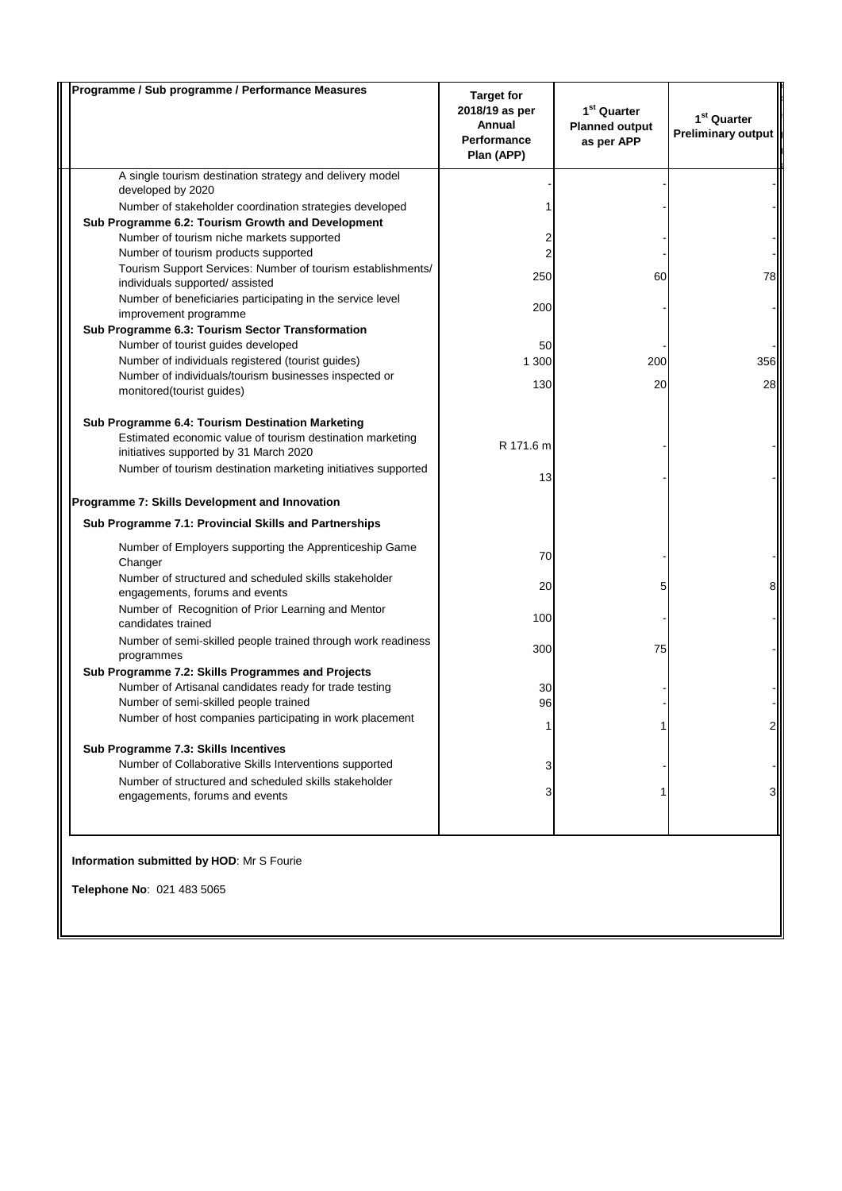| Programme / Sub programme / Performance Measures | Target for 2018/19 as per Annual Performance Plan (APP) | 1st Quarter Planned output as per APP | 1st Quarter Preliminary output |
|---|---|---|---|
| A single tourism destination strategy and delivery model developed by 2020 | - | - | - |
| Number of stakeholder coordination strategies developed | 1 | - | - |
| **Sub Programme 6.2: Tourism Growth and Development** | | | |
| Number of tourism niche markets supported | 2 | - | - |
| Number of tourism products supported | 2 | - | - |
| Tourism Support Services: Number of tourism establishments/ individuals supported/ assisted | 250 | 60 | 78 |
| Number of beneficiaries participating in the service level improvement programme | 200 | - | - |
| **Sub Programme 6.3: Tourism Sector Transformation** | | | |
| Number of tourist guides developed | 50 | - | - |
| Number of individuals registered (tourist guides) | 1 300 | 200 | 356 |
| Number of individuals/tourism businesses inspected or monitored(tourist guides) | 130 | 20 | 28 |
| **Sub Programme 6.4: Tourism Destination Marketing** | | | |
| Estimated economic value of tourism destination marketing initiatives supported by 31 March 2020 | R 171.6 m | - | - |
| Number of tourism destination marketing initiatives supported | 13 | - | - |
| **Programme 7: Skills Development and Innovation** | | | |
| **Sub Programme 7.1: Provincial Skills and Partnerships** | | | |
| Number of Employers supporting the Apprenticeship Game Changer | 70 | - | - |
| Number of structured and scheduled skills stakeholder engagements, forums and events | 20 | 5 | 8 |
| Number of Recognition of Prior Learning and Mentor candidates trained | 100 | - | - |
| Number of semi-skilled people trained through work readiness programmes | 300 | 75 | - |
| **Sub Programme 7.2: Skills Programmes and Projects** | | | |
| Number of Artisanal candidates ready for trade testing | 30 | - | - |
| Number of semi-skilled people trained | 96 | - | - |
| Number of host companies participating in work placement | 1 | 1 | 2 |
| **Sub Programme 7.3: Skills Incentives** | | | |
| Number of Collaborative Skills Interventions supported | 3 | - | - |
| Number of structured and scheduled skills stakeholder engagements, forums and events | 3 | 1 | 3 |

**Information submitted by HOD**: Mr S Fourie

**Telephone No**: 021 483 5065